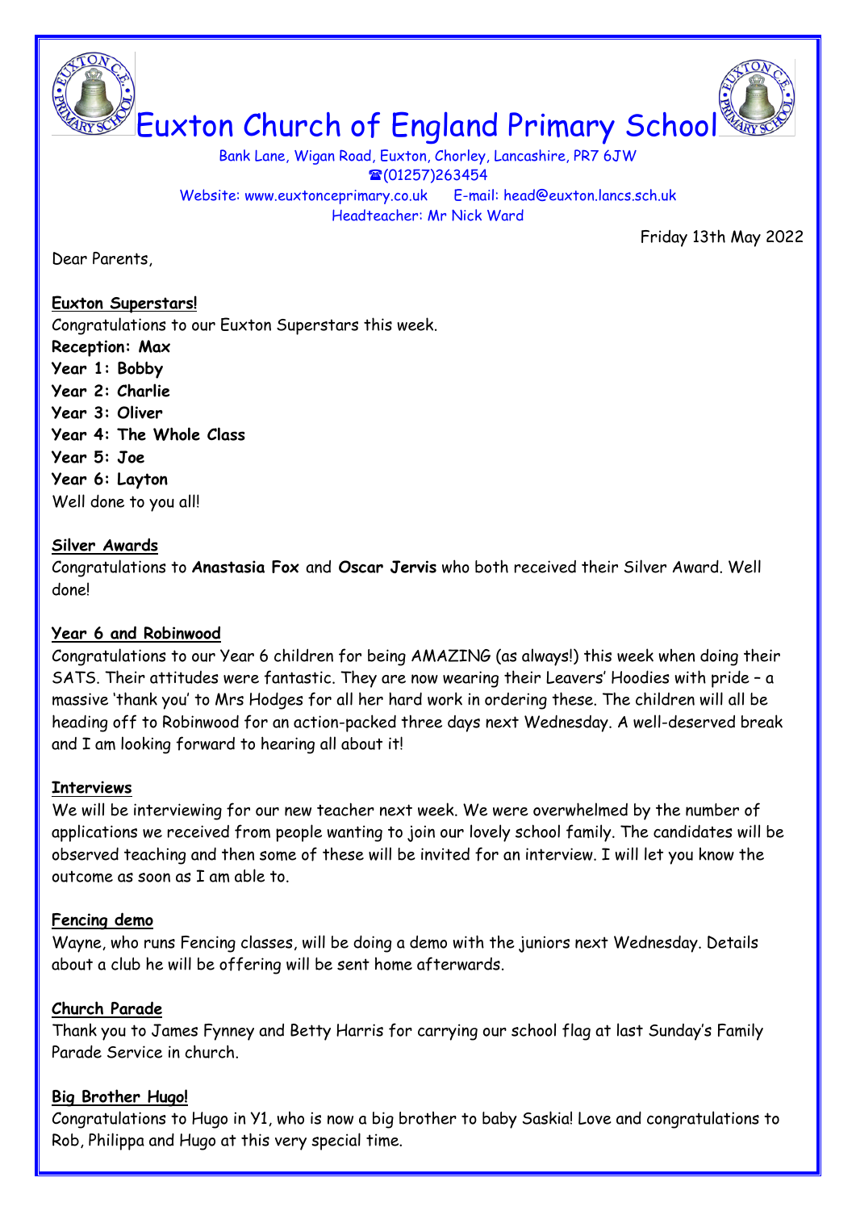# Euxton Church of England Primary School

Bank Lane, Wigan Road, Euxton, Chorley, Lancashire, PR7 6JW
☎(01257)263454
Website: www.euxtonceprimary.co.uk E-mail: head@euxton.lancs.sch.uk
Headteacher: Mr Nick Ward

Friday 13th May 2022

Dear Parents,

**Euxton Superstars!**

Congratulations to our Euxton Superstars this week.

**Reception: Max**
**Year 1: Bobby**
**Year 2: Charlie**
**Year 3: Oliver**
**Year 4: The Whole Class**
**Year 5: Joe**
**Year 6: Layton**

Well done to you all!

**Silver Awards**

Congratulations to **Anastasia Fox** and **Oscar Jervis** who both received their Silver Award. Well done!

**Year 6 and Robinwood**

Congratulations to our Year 6 children for being AMAZING (as always!) this week when doing their SATS. Their attitudes were fantastic. They are now wearing their Leavers' Hoodies with pride – a massive 'thank you' to Mrs Hodges for all her hard work in ordering these. The children will all be heading off to Robinwood for an action-packed three days next Wednesday. A well-deserved break and I am looking forward to hearing all about it!

**Interviews**

We will be interviewing for our new teacher next week. We were overwhelmed by the number of applications we received from people wanting to join our lovely school family. The candidates will be observed teaching and then some of these will be invited for an interview. I will let you know the outcome as soon as I am able to.

**Fencing demo**

Wayne, who runs Fencing classes, will be doing a demo with the juniors next Wednesday. Details about a club he will be offering will be sent home afterwards.

**Church Parade**

Thank you to James Fynney and Betty Harris for carrying our school flag at last Sunday's Family Parade Service in church.

**Big Brother Hugo!**

Congratulations to Hugo in Y1, who is now a big brother to baby Saskia! Love and congratulations to Rob, Philippa and Hugo at this very special time.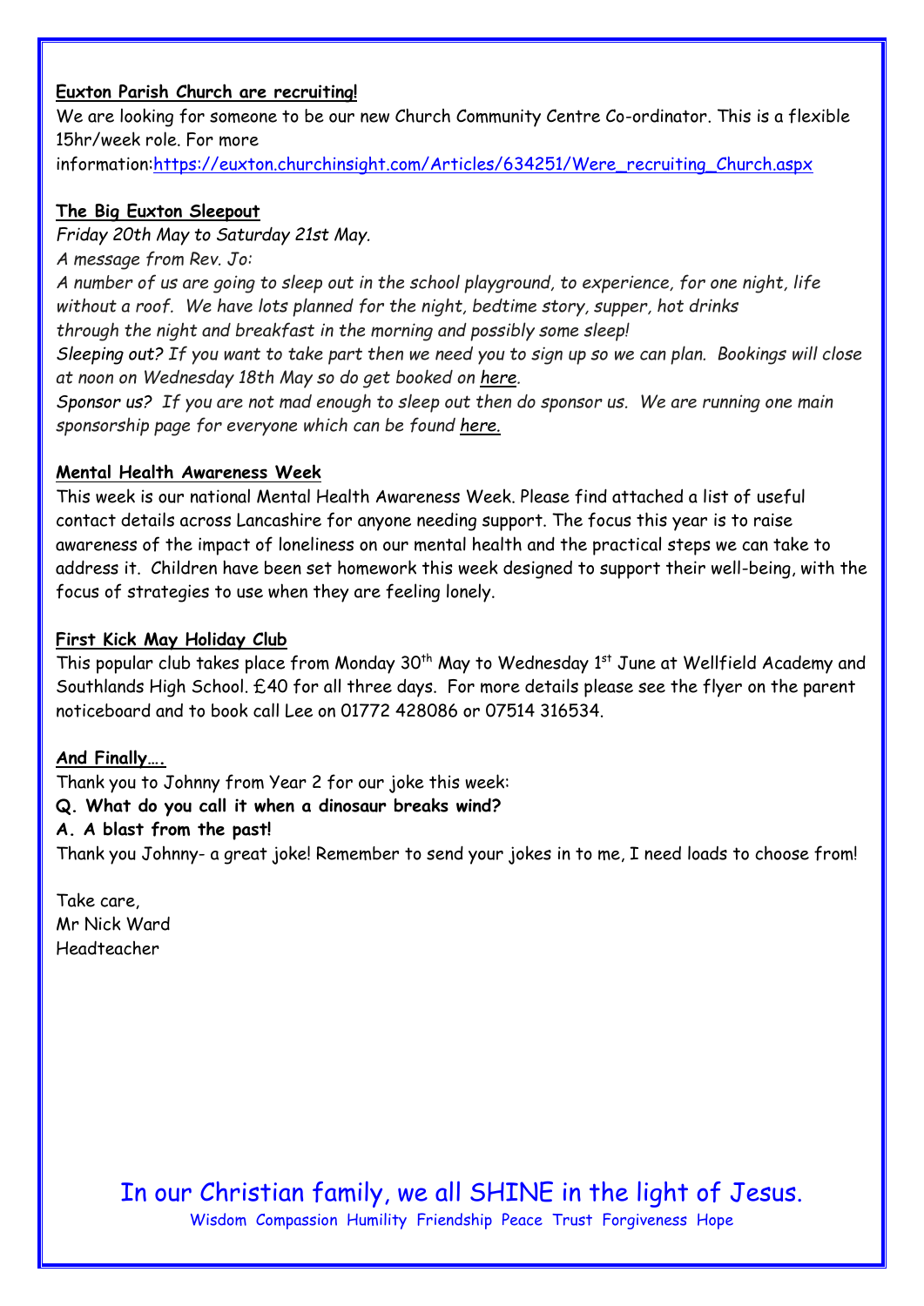**Euxton Parish Church are recruiting!**

We are looking for someone to be our new Church Community Centre Co-ordinator. This is a flexible 15hr/week role. For more information:https://euxton.churchinsight.com/Articles/634251/Were_recruiting_Church.aspx

**The Big Euxton Sleepout**

*Friday 20th May to Saturday 21st May.*

*A message from Rev. Jo:*

*A number of us are going to sleep out in the school playground, to experience, for one night, life without a roof. We have lots planned for the night, bedtime story, supper, hot drinks through the night and breakfast in the morning and possibly some sleep!*

*Sleeping out? If you want to take part then we need you to sign up so we can plan. Bookings will close at noon on Wednesday 18th May so do get booked on here.*

*Sponsor us? If you are not mad enough to sleep out then do sponsor us. We are running one main sponsorship page for everyone which can be found here.*

**Mental Health Awareness Week**

This week is our national Mental Health Awareness Week. Please find attached a list of useful contact details across Lancashire for anyone needing support. The focus this year is to raise awareness of the impact of loneliness on our mental health and the practical steps we can take to address it. Children have been set homework this week designed to support their well-being, with the focus of strategies to use when they are feeling lonely.

**First Kick May Holiday Club**

This popular club takes place from Monday 30th May to Wednesday 1st June at Wellfield Academy and Southlands High School. £40 for all three days. For more details please see the flyer on the parent noticeboard and to book call Lee on 01772 428086 or 07514 316534.

**And Finally….**

Thank you to Johnny from Year 2 for our joke this week:

**Q. What do you call it when a dinosaur breaks wind?**

**A. A blast from the past!**

Thank you Johnny- a great joke! Remember to send your jokes in to me, I need loads to choose from!

Take care,
Mr Nick Ward
Headteacher

In our Christian family, we all SHINE in the light of Jesus.

Wisdom Compassion Humility Friendship Peace Trust Forgiveness Hope